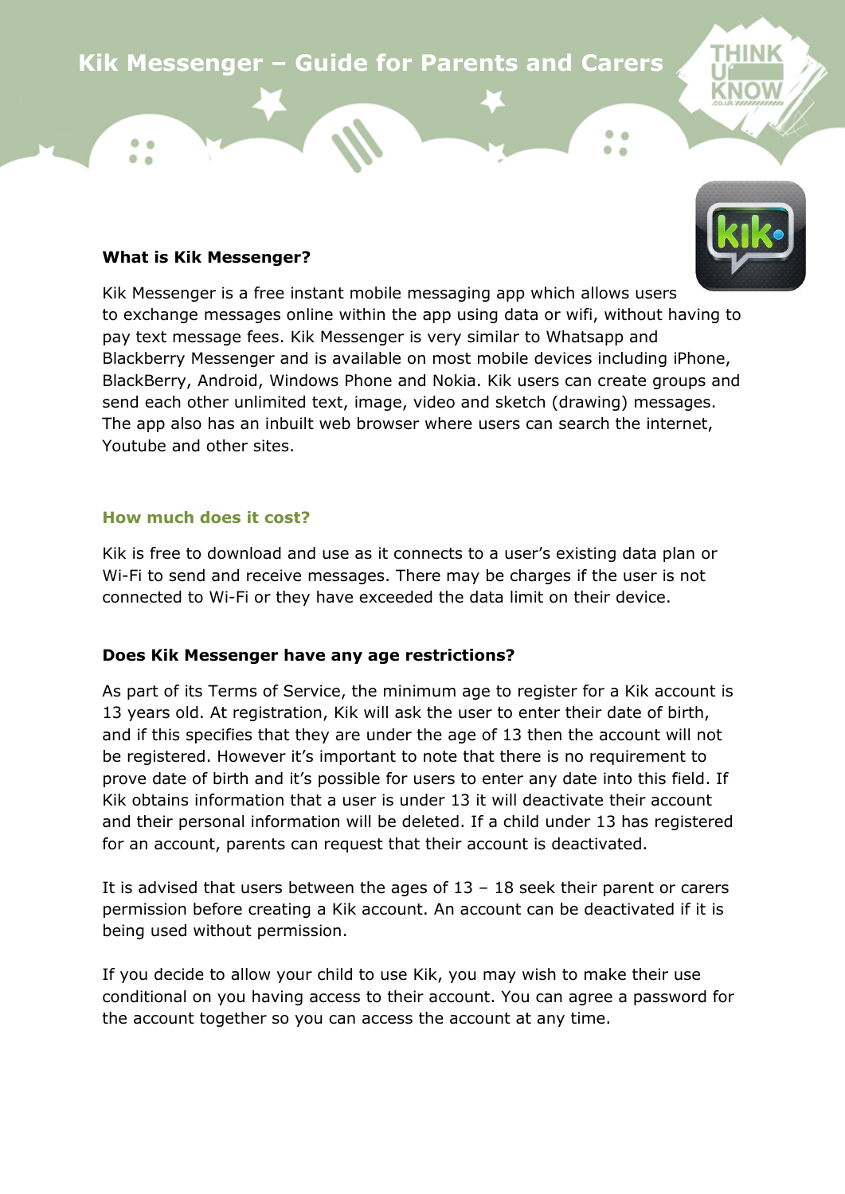# Kik Messenger – Guide for Parents and Carers

**What is Kik Messenger?**

Kik Messenger is a free instant mobile messaging app which allows users to exchange messages online within the app using data or wifi, without having to pay text message fees. Kik Messenger is very similar to Whatsapp and Blackberry Messenger and is available on most mobile devices including iPhone, BlackBerry, Android, Windows Phone and Nokia. Kik users can create groups and send each other unlimited text, image, video and sketch (drawing) messages. The app also has an inbuilt web browser where users can search the internet, Youtube and other sites.

**How much does it cost?**

Kik is free to download and use as it connects to a user's existing data plan or Wi-Fi to send and receive messages. There may be charges if the user is not connected to Wi-Fi or they have exceeded the data limit on their device.

**Does Kik Messenger have any age restrictions?**

As part of its Terms of Service, the minimum age to register for a Kik account is 13 years old. At registration, Kik will ask the user to enter their date of birth, and if this specifies that they are under the age of 13 then the account will not be registered. However it's important to note that there is no requirement to prove date of birth and it's possible for users to enter any date into this field. If Kik obtains information that a user is under 13 it will deactivate their account and their personal information will be deleted. If a child under 13 has registered for an account, parents can request that their account is deactivated.

It is advised that users between the ages of 13 – 18 seek their parent or carers permission before creating a Kik account. An account can be deactivated if it is being used without permission.

If you decide to allow your child to use Kik, you may wish to make their use conditional on you having access to their account. You can agree a password for the account together so you can access the account at any time.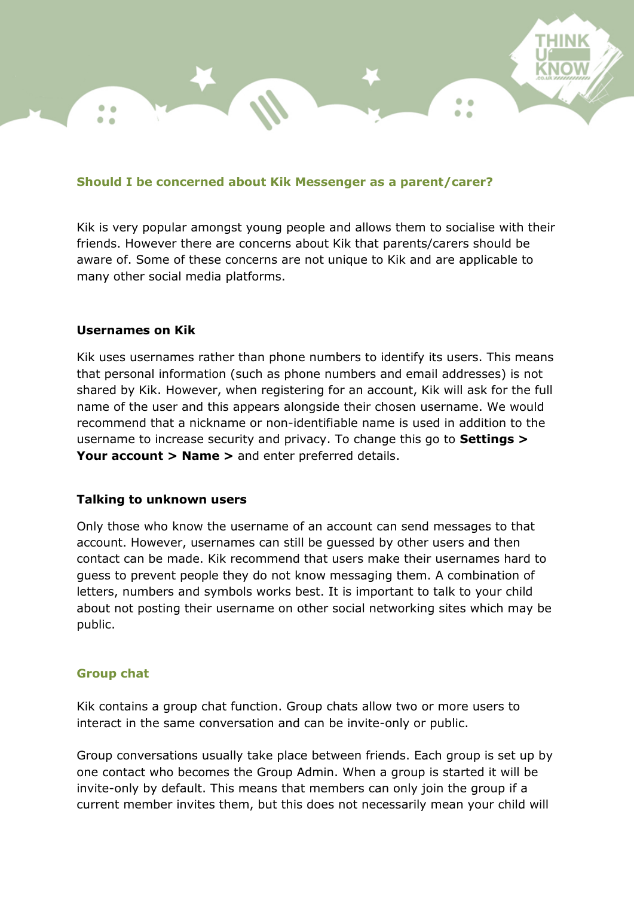## Should I be concerned about Kik Messenger as a parent/carer?

Kik is very popular amongst young people and allows them to socialise with their friends. However there are concerns about Kik that parents/carers should be aware of. Some of these concerns are not unique to Kik and are applicable to many other social media platforms.

### Usernames on Kik

Kik uses usernames rather than phone numbers to identify its users. This means that personal information (such as phone numbers and email addresses) is not shared by Kik. However, when registering for an account, Kik will ask for the full name of the user and this appears alongside their chosen username. We would recommend that a nickname or non-identifiable name is used in addition to the username to increase security and privacy. To change this go to **Settings > Your account > Name >** and enter preferred details.

### Talking to unknown users

Only those who know the username of an account can send messages to that account. However, usernames can still be guessed by other users and then contact can be made. Kik recommend that users make their usernames hard to guess to prevent people they do not know messaging them. A combination of letters, numbers and symbols works best. It is important to talk to your child about not posting their username on other social networking sites which may be public.

### Group chat

Kik contains a group chat function. Group chats allow two or more users to interact in the same conversation and can be invite-only or public.

Group conversations usually take place between friends. Each group is set up by one contact who becomes the Group Admin. When a group is started it will be invite-only by default. This means that members can only join the group if a current member invites them, but this does not necessarily mean your child will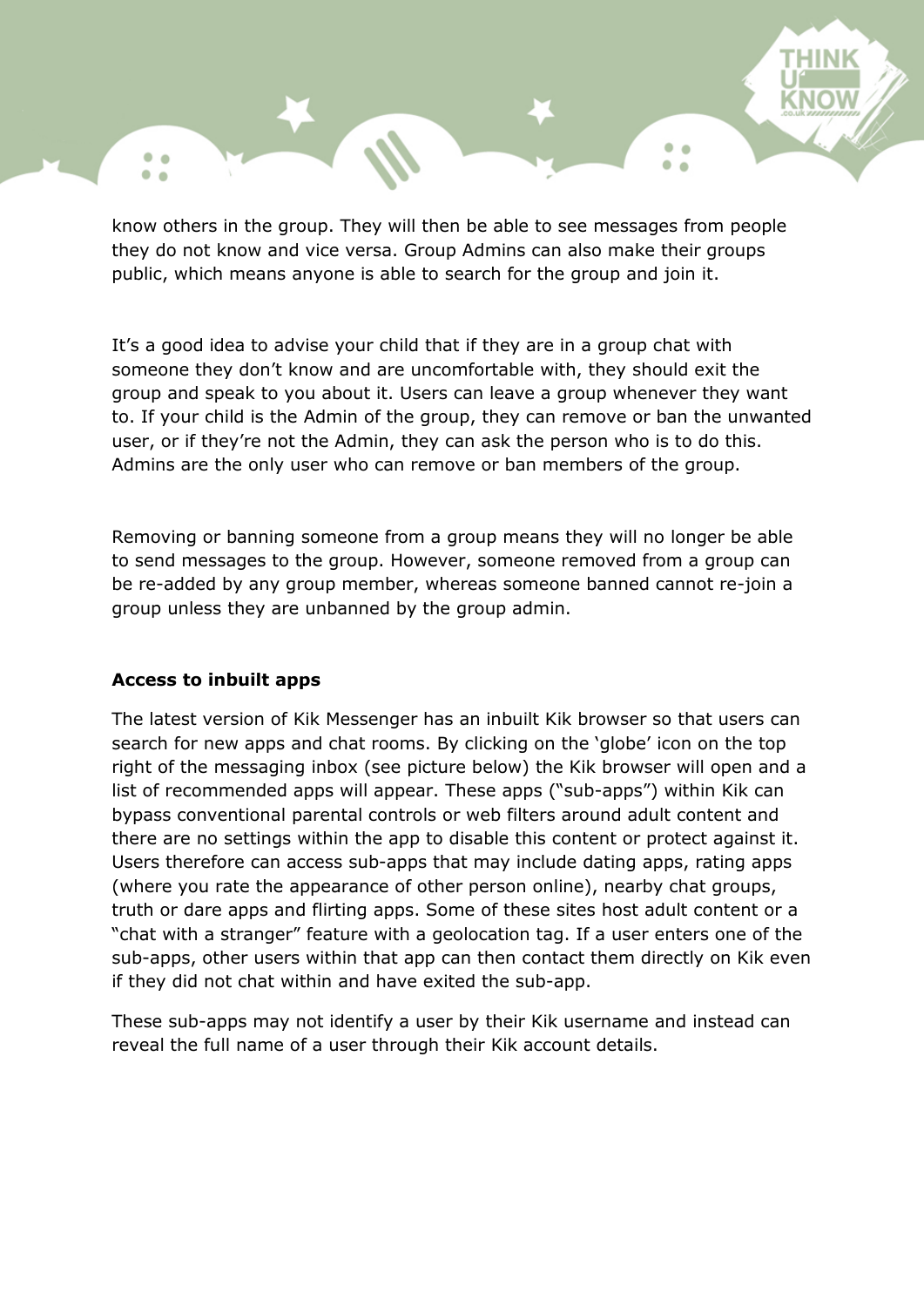know others in the group. They will then be able to see messages from people they do not know and vice versa. Group Admins can also make their groups public, which means anyone is able to search for the group and join it.

It's a good idea to advise your child that if they are in a group chat with someone they don't know and are uncomfortable with, they should exit the group and speak to you about it. Users can leave a group whenever they want to. If your child is the Admin of the group, they can remove or ban the unwanted user, or if they're not the Admin, they can ask the person who is to do this. Admins are the only user who can remove or ban members of the group.

Removing or banning someone from a group means they will no longer be able to send messages to the group. However, someone removed from a group can be re-added by any group member, whereas someone banned cannot re-join a group unless they are unbanned by the group admin.

**Access to inbuilt apps**

The latest version of Kik Messenger has an inbuilt Kik browser so that users can search for new apps and chat rooms. By clicking on the 'globe' icon on the top right of the messaging inbox (see picture below) the Kik browser will open and a list of recommended apps will appear. These apps ("sub-apps") within Kik can bypass conventional parental controls or web filters around adult content and there are no settings within the app to disable this content or protect against it. Users therefore can access sub-apps that may include dating apps, rating apps (where you rate the appearance of other person online), nearby chat groups, truth or dare apps and flirting apps. Some of these sites host adult content or a "chat with a stranger" feature with a geolocation tag. If a user enters one of the sub-apps, other users within that app can then contact them directly on Kik even if they did not chat within and have exited the sub-app.

These sub-apps may not identify a user by their Kik username and instead can reveal the full name of a user through their Kik account details.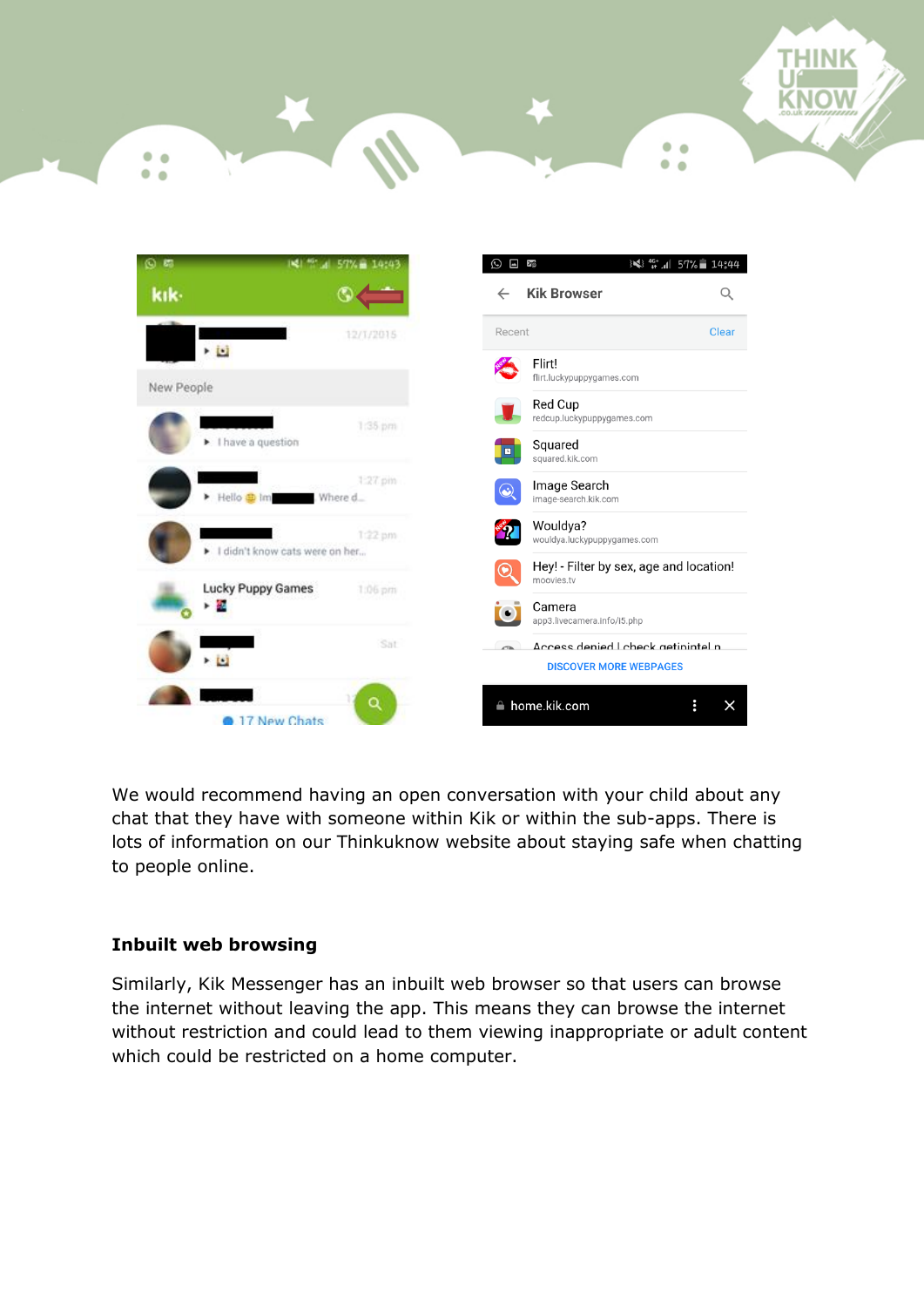We would recommend having an open conversation with your child about any chat that they have with someone within Kik or within the sub-apps. There is lots of information on our Thinkuknow website about staying safe when chatting to people online.

**Inbuilt web browsing**

Similarly, Kik Messenger has an inbuilt web browser so that users can browse the internet without leaving the app. This means they can browse the internet without restriction and could lead to them viewing inappropriate or adult content which could be restricted on a home computer.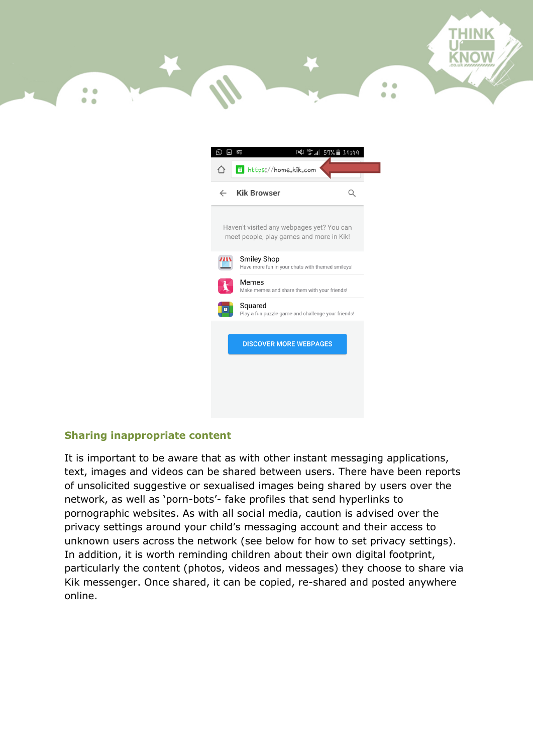## Sharing inappropriate content

It is important to be aware that as with other instant messaging applications, text, images and videos can be shared between users. There have been reports of unsolicited suggestive or sexualised images being shared by users over the network, as well as 'porn-bots'- fake profiles that send hyperlinks to pornographic websites. As with all social media, caution is advised over the privacy settings around your child's messaging account and their access to unknown users across the network (see below for how to set privacy settings). In addition, it is worth reminding children about their own digital footprint, particularly the content (photos, videos and messages) they choose to share via Kik messenger. Once shared, it can be copied, re-shared and posted anywhere online.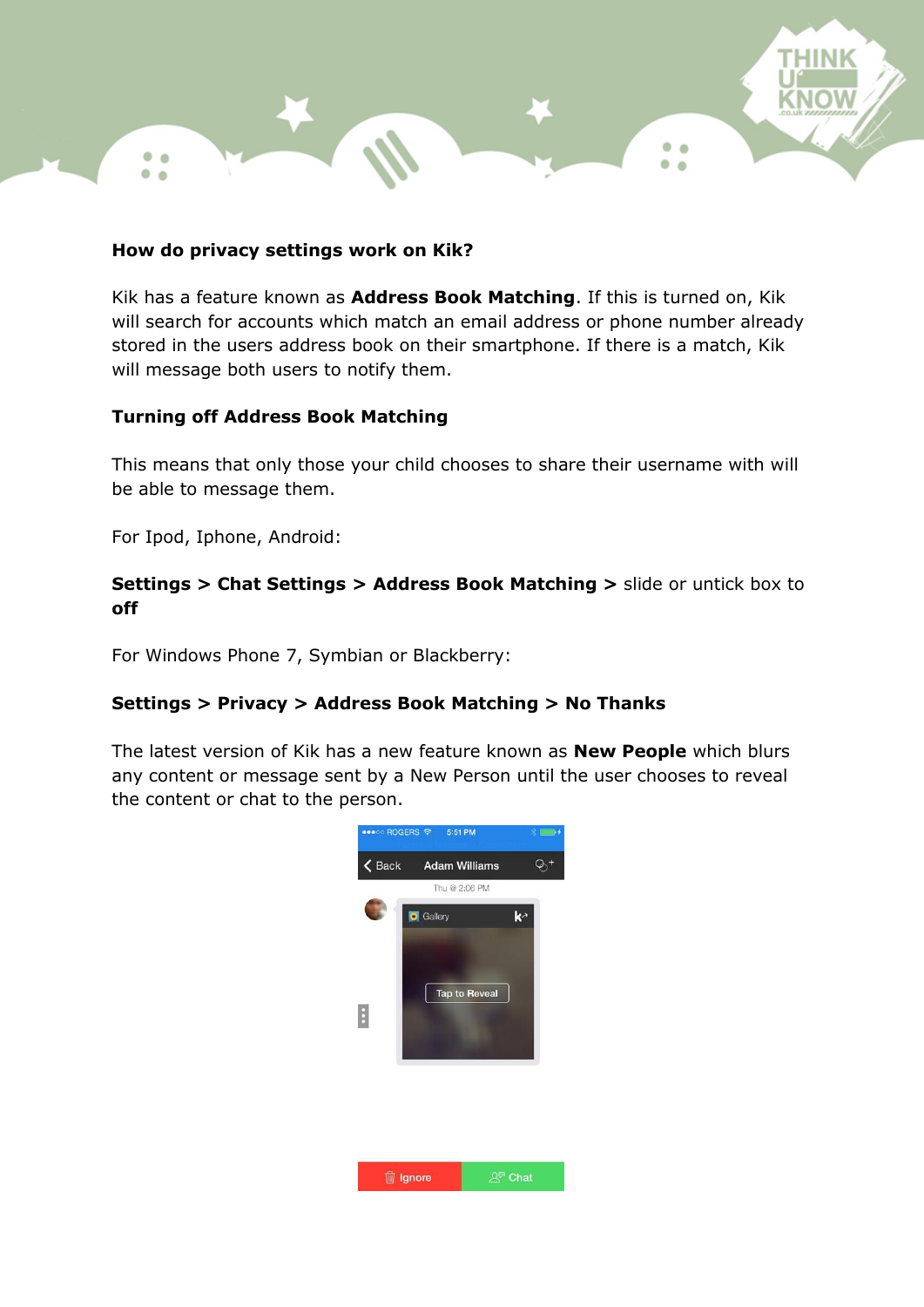**How do privacy settings work on Kik?**

Kik has a feature known as **Address Book Matching**. If this is turned on, Kik will search for accounts which match an email address or phone number already stored in the users address book on their smartphone. If there is a match, Kik will message both users to notify them.

**Turning off Address Book Matching**

This means that only those your child chooses to share their username with will be able to message them.

For Ipod, Iphone, Android:

**Settings > Chat Settings > Address Book Matching >** slide or untick box to **off**

For Windows Phone 7, Symbian or Blackberry:

**Settings > Privacy > Address Book Matching > No Thanks**

The latest version of Kik has a new feature known as **New People** which blurs any content or message sent by a New Person until the user chooses to reveal the content or chat to the person.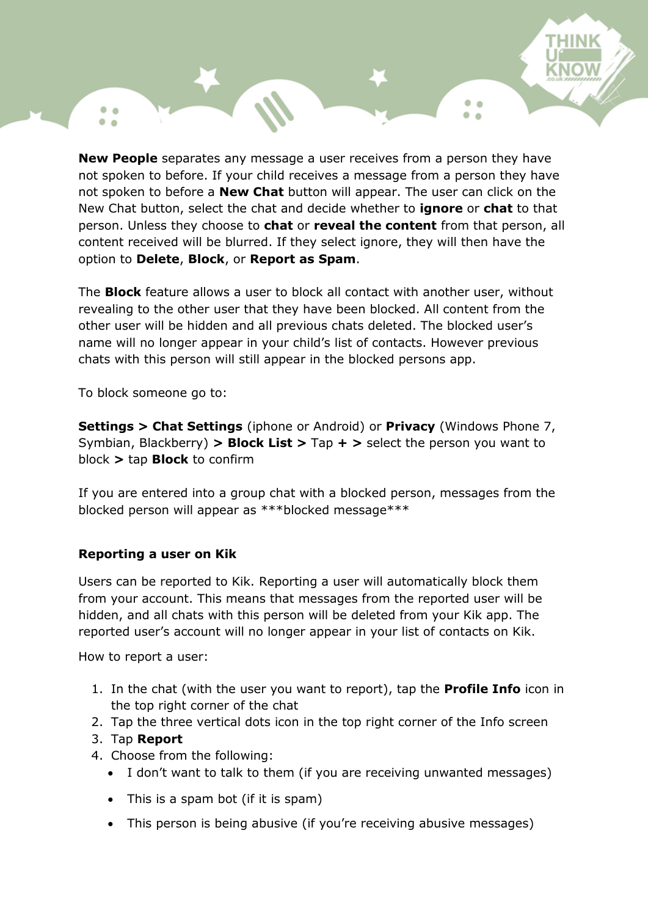**New People** separates any message a user receives from a person they have not spoken to before. If your child receives a message from a person they have not spoken to before a **New Chat** button will appear. The user can click on the New Chat button, select the chat and decide whether to **ignore** or **chat** to that person. Unless they choose to **chat** or **reveal the content** from that person, all content received will be blurred. If they select ignore, they will then have the option to **Delete**, **Block**, or **Report as Spam**.

The **Block** feature allows a user to block all contact with another user, without revealing to the other user that they have been blocked. All content from the other user will be hidden and all previous chats deleted. The blocked user's name will no longer appear in your child's list of contacts. However previous chats with this person will still appear in the blocked persons app.

To block someone go to:

**Settings > Chat Settings** (iphone or Android) or **Privacy** (Windows Phone 7, Symbian, Blackberry) **> Block List >** Tap **+ >** select the person you want to block **>** tap **Block** to confirm

If you are entered into a group chat with a blocked person, messages from the blocked person will appear as ***blocked message***

**Reporting a user on Kik**

Users can be reported to Kik. Reporting a user will automatically block them from your account. This means that messages from the reported user will be hidden, and all chats with this person will be deleted from your Kik app. The reported user's account will no longer appear in your list of contacts on Kik.

How to report a user:

1. In the chat (with the user you want to report), tap the **Profile Info** icon in the top right corner of the chat
2. Tap the three vertical dots icon in the top right corner of the Info screen
3. Tap **Report**
4. Choose from the following:
   - I don't want to talk to them (if you are receiving unwanted messages)
   - This is a spam bot (if it is spam)
   - This person is being abusive (if you're receiving abusive messages)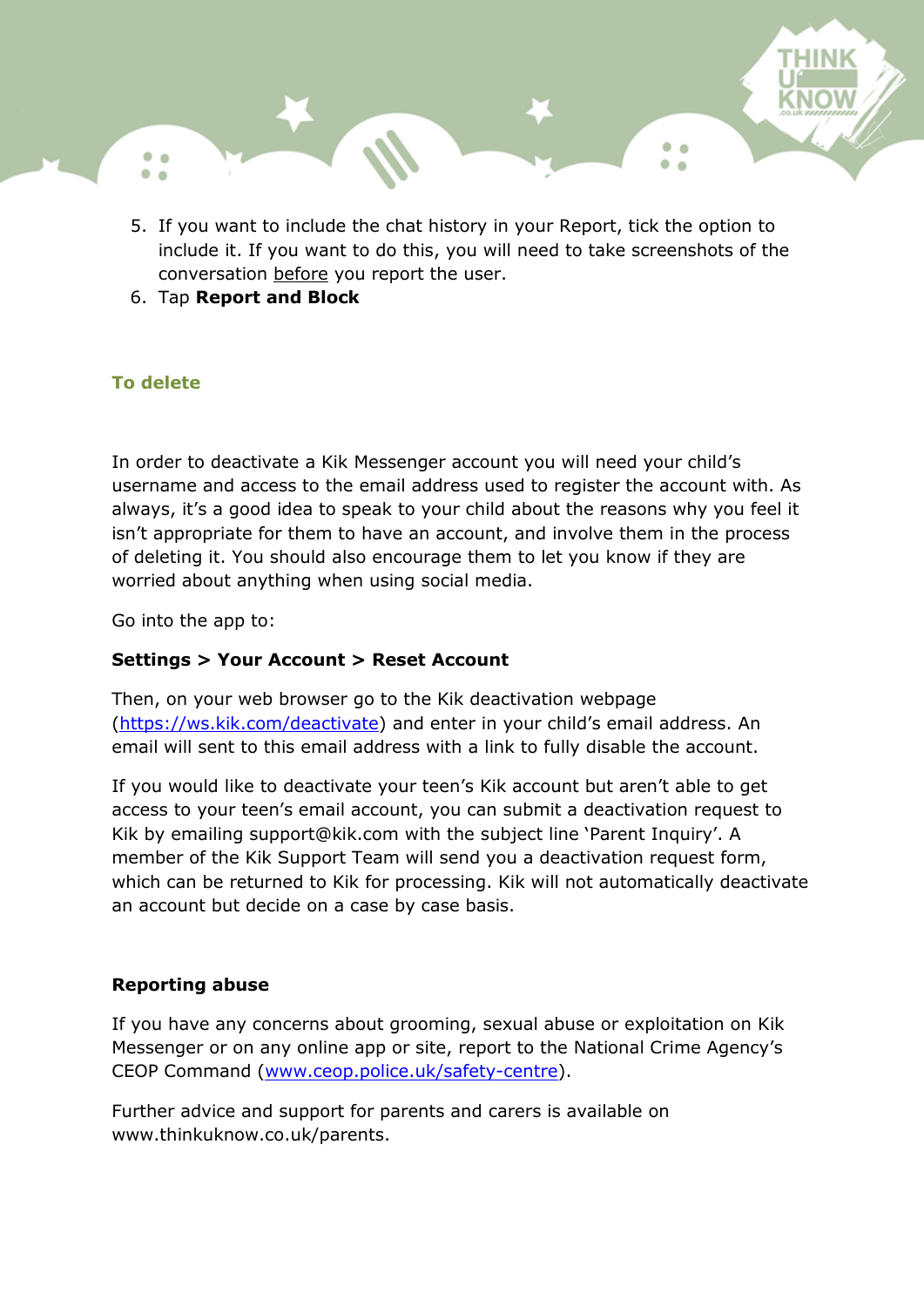5. If you want to include the chat history in your Report, tick the option to include it. If you want to do this, you will need to take screenshots of the conversation before you report the user.
6. Tap **Report and Block**

## To delete

In order to deactivate a Kik Messenger account you will need your child's username and access to the email address used to register the account with. As always, it's a good idea to speak to your child about the reasons why you feel it isn't appropriate for them to have an account, and involve them in the process of deleting it. You should also encourage them to let you know if they are worried about anything when using social media.

Go into the app to:

**Settings > Your Account > Reset Account**

Then, on your web browser go to the Kik deactivation webpage (https://ws.kik.com/deactivate) and enter in your child's email address. An email will sent to this email address with a link to fully disable the account.

If you would like to deactivate your teen's Kik account but aren't able to get access to your teen's email account, you can submit a deactivation request to Kik by emailing support@kik.com with the subject line 'Parent Inquiry'. A member of the Kik Support Team will send you a deactivation request form, which can be returned to Kik for processing. Kik will not automatically deactivate an account but decide on a case by case basis.

## Reporting abuse

If you have any concerns about grooming, sexual abuse or exploitation on Kik Messenger or on any online app or site, report to the National Crime Agency's CEOP Command (www.ceop.police.uk/safety-centre).

Further advice and support for parents and carers is available on www.thinkuknow.co.uk/parents.